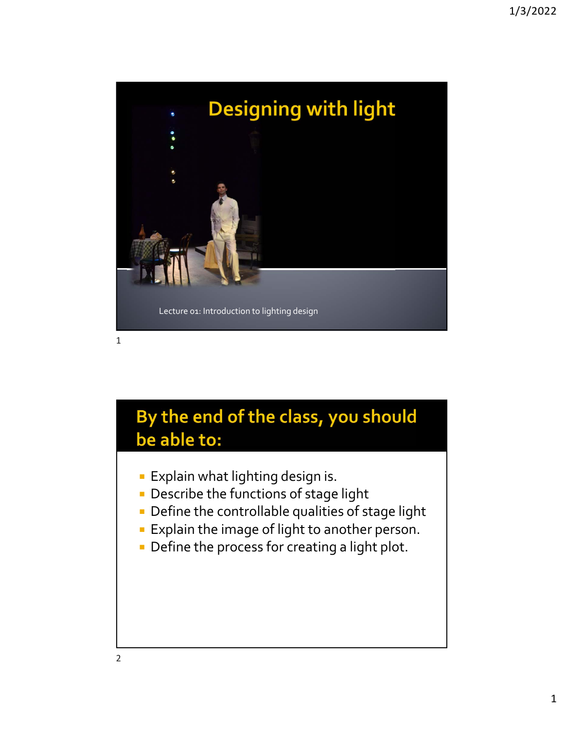# Designing with light

Lecture 01: Introduction to lighting design

## By the end of the class, you should be able to:

- Explain what lighting design is.
- Describe the functions of stage light
- Define the controllable qualities of stage light
- Explain the image of light to another person.
- Define the process for creating a light plot.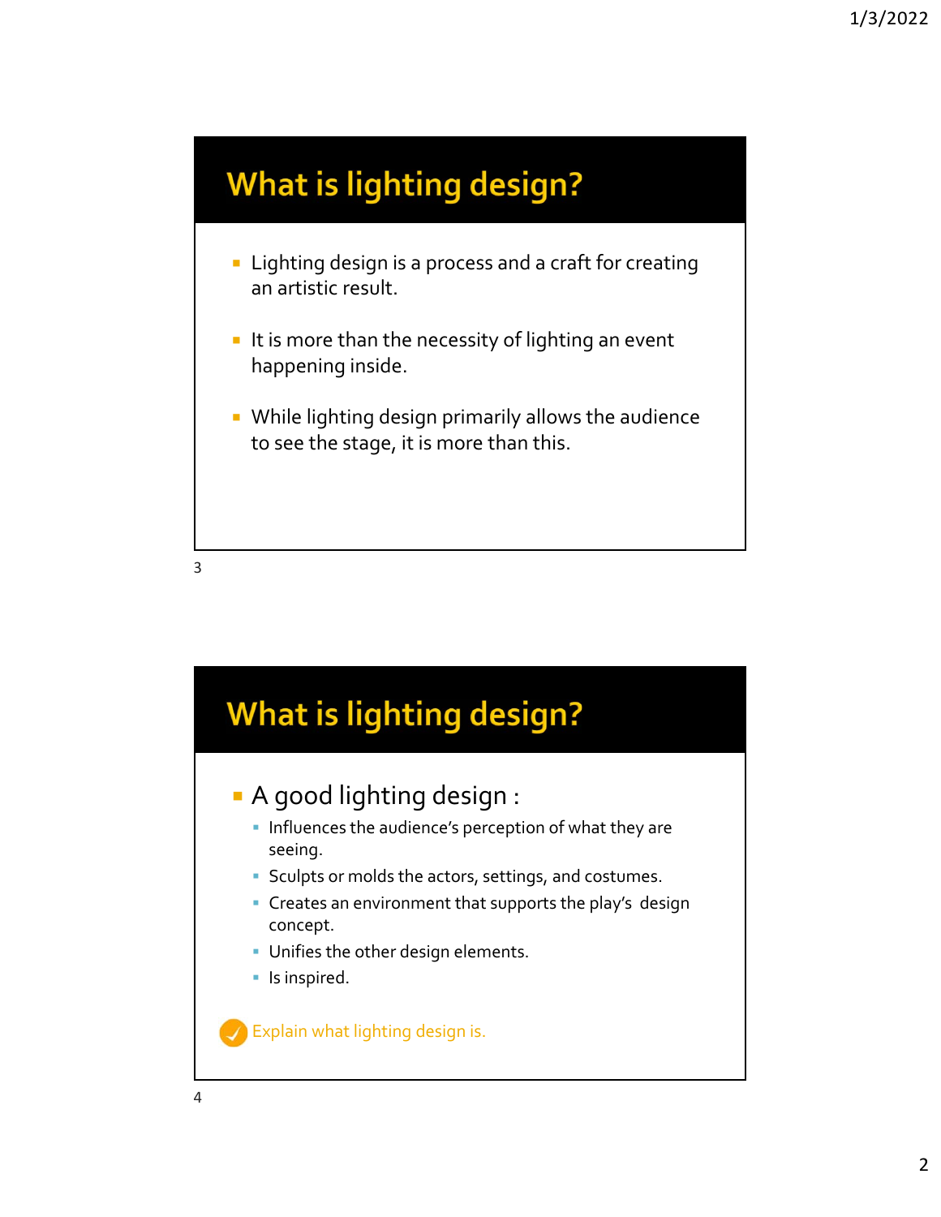## What is lighting design?

- Lighting design is a process and a craft for creating an artistic result.
- It is more than the necessity of lighting an event happening inside.
- While lighting design primarily allows the audience to see the stage, it is more than this.

## What is lighting design?

- A good lighting design :
  - Influences the audience's perception of what they are seeing.
  - Sculpts or molds the actors, settings, and costumes.
  - Creates an environment that supports the play's design concept.
  - Unifies the other design elements.
  - Is inspired.

✓ Explain what lighting design is.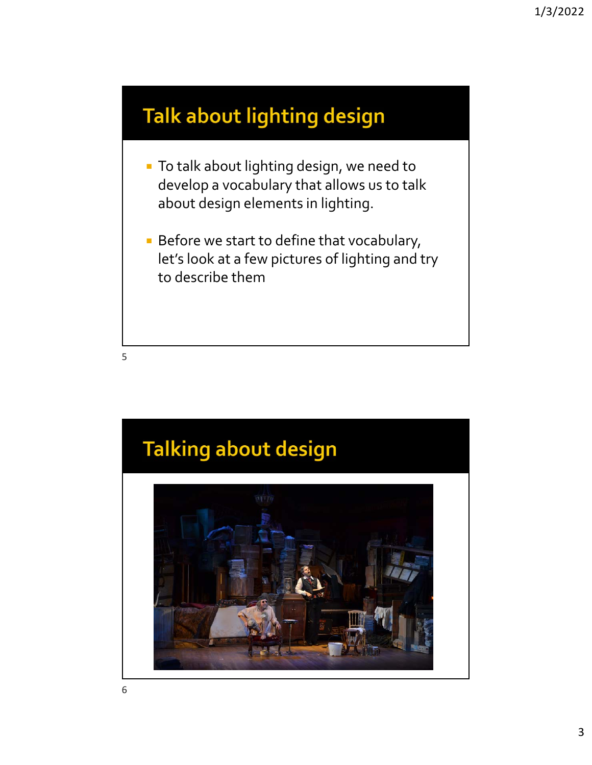## Talk about lighting design

- To talk about lighting design, we need to develop a vocabulary that allows us to talk about design elements in lighting.
- Before we start to define that vocabulary, let's look at a few pictures of lighting and try to describe them

## Talking about design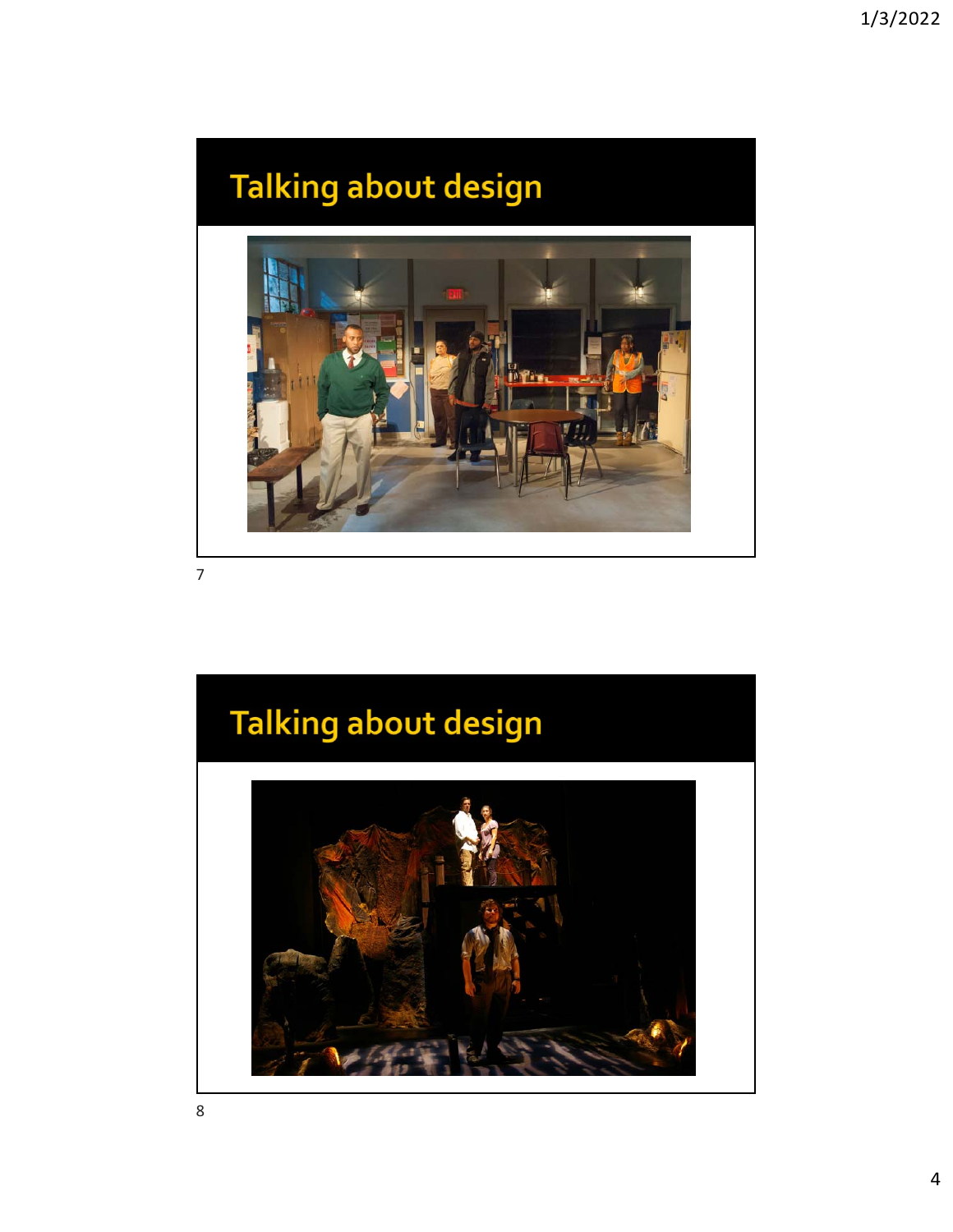## Talking about design

## Talking about design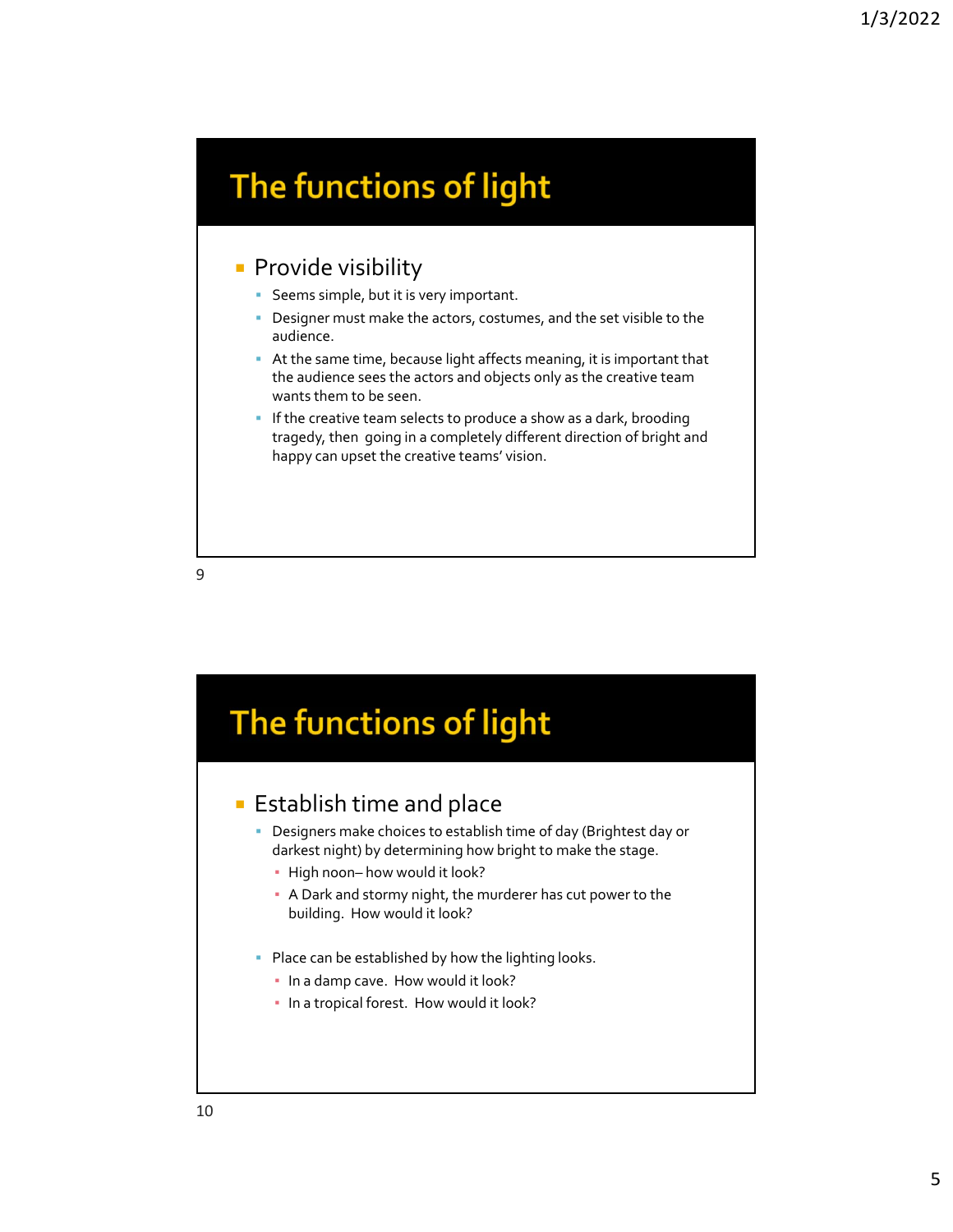## The functions of light

- Provide visibility
  - Seems simple, but it is very important.
  - Designer must make the actors, costumes, and the set visible to the audience.
  - At the same time, because light affects meaning, it is important that the audience sees the actors and objects only as the creative team wants them to be seen.
  - If the creative team selects to produce a show as a dark, brooding tragedy, then going in a completely different direction of bright and happy can upset the creative teams' vision.

## The functions of light

- Establish time and place
  - Designers make choices to establish time of day (Brightest day or darkest night) by determining how bright to make the stage.
    - High noon– how would it look?
    - A Dark and stormy night, the murderer has cut power to the building. How would it look?
  - Place can be established by how the lighting looks.
    - In a damp cave. How would it look?
    - In a tropical forest. How would it look?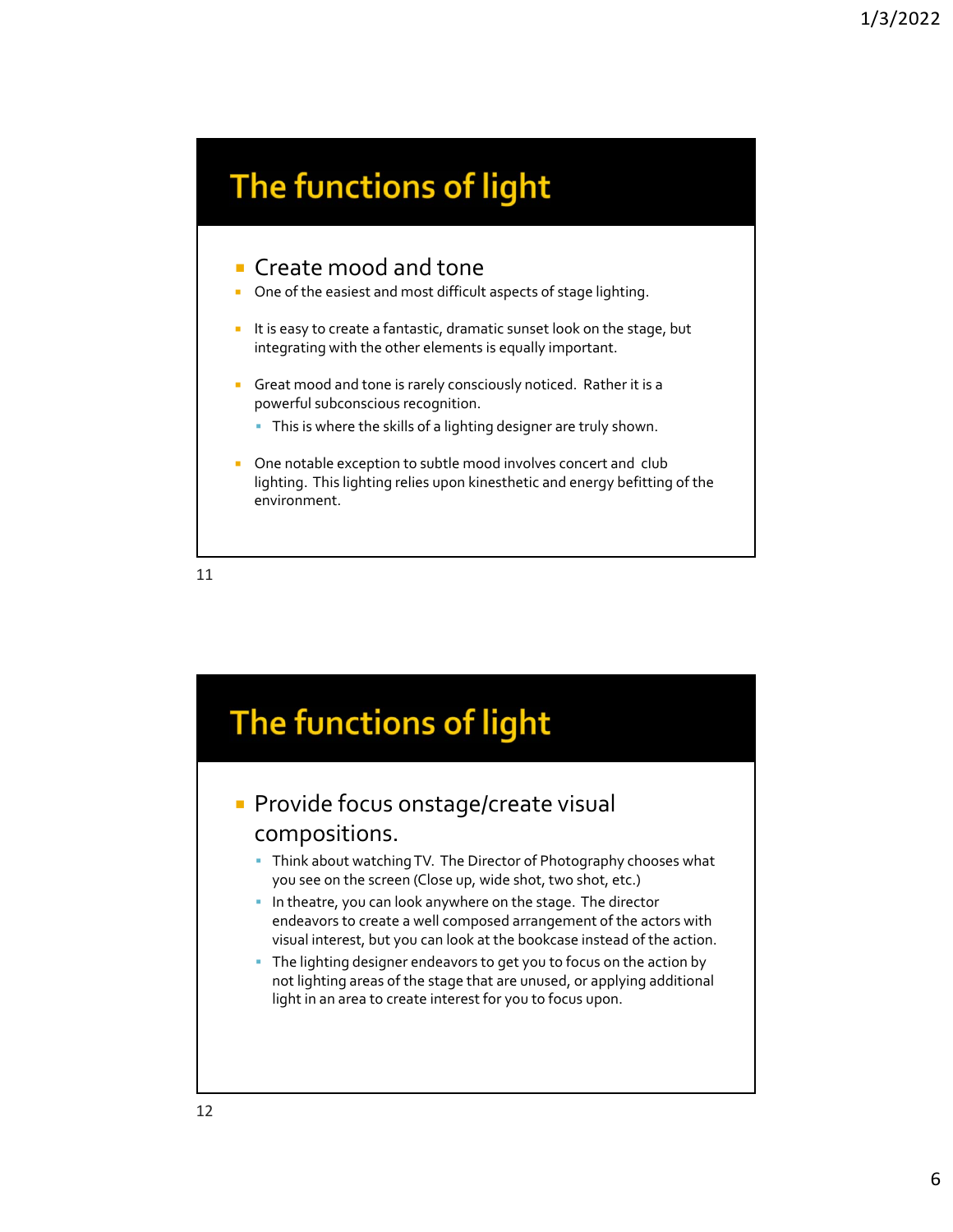## The functions of light

- Create mood and tone
- One of the easiest and most difficult aspects of stage lighting.
- It is easy to create a fantastic, dramatic sunset look on the stage, but integrating with the other elements is equally important.
- Great mood and tone is rarely consciously noticed. Rather it is a powerful subconscious recognition.
  - This is where the skills of a lighting designer are truly shown.
- One notable exception to subtle mood involves concert and club lighting. This lighting relies upon kinesthetic and energy befitting of the environment.

## The functions of light

- Provide focus onstage/create visual compositions.
  - Think about watching TV. The Director of Photography chooses what you see on the screen (Close up, wide shot, two shot, etc.)
  - In theatre, you can look anywhere on the stage. The director endeavors to create a well composed arrangement of the actors with visual interest, but you can look at the bookcase instead of the action.
  - The lighting designer endeavors to get you to focus on the action by not lighting areas of the stage that are unused, or applying additional light in an area to create interest for you to focus upon.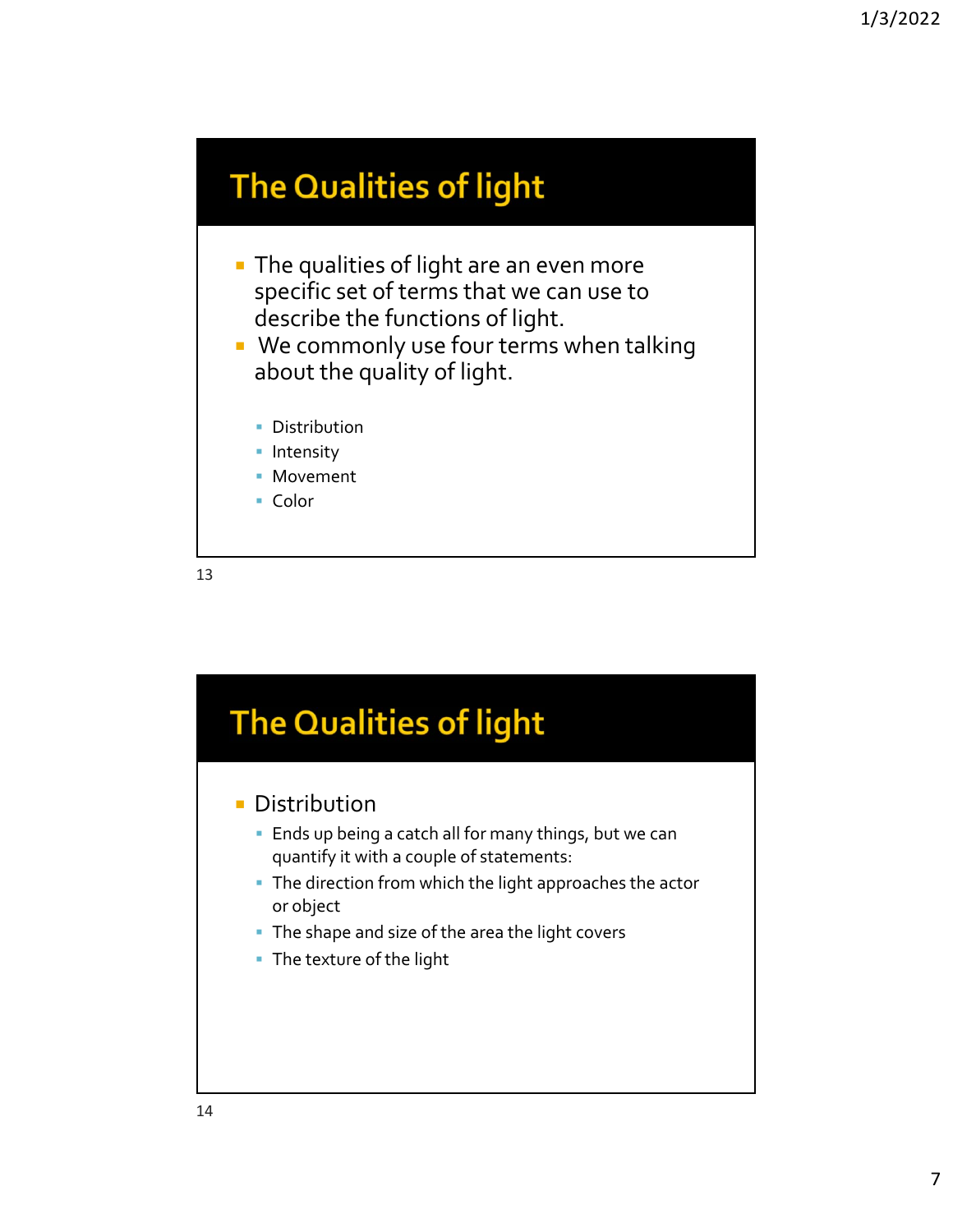## The Qualities of light

- The qualities of light are an even more specific set of terms that we can use to describe the functions of light.
- We commonly use four terms when talking about the quality of light.
  - Distribution
  - Intensity
  - Movement
  - Color

## The Qualities of light

- Distribution
  - Ends up being a catch all for many things, but we can quantify it with a couple of statements:
  - The direction from which the light approaches the actor or object
  - The shape and size of the area the light covers
  - The texture of the light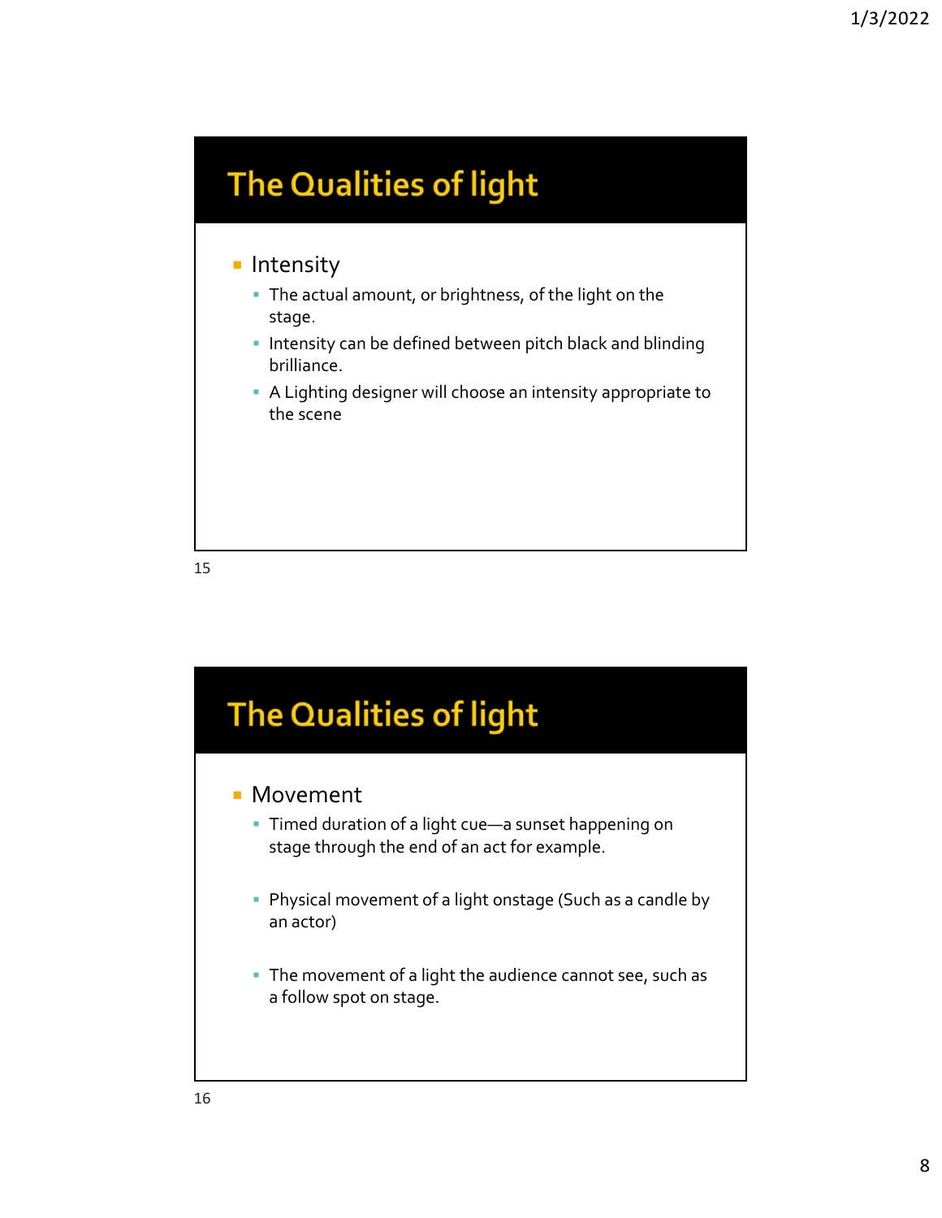## The Qualities of light

- Intensity
  - The actual amount, or brightness, of the light on the stage.
  - Intensity can be defined between pitch black and blinding brilliance.
  - A Lighting designer will choose an intensity appropriate to the scene

## The Qualities of light

- Movement
  - Timed duration of a light cue—a sunset happening on stage through the end of an act for example.
  - Physical movement of a light onstage (Such as a candle by an actor)
  - The movement of a light the audience cannot see, such as a follow spot on stage.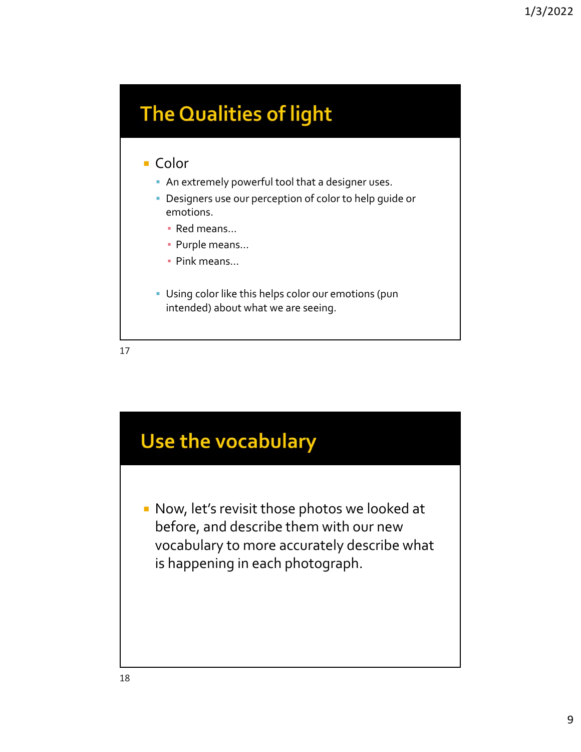## The Qualities of light

- Color
  - An extremely powerful tool that a designer uses.
  - Designers use our perception of color to help guide or emotions.
    - Red means…
    - Purple means…
    - Pink means…
  - Using color like this helps color our emotions (pun intended) about what we are seeing.

## Use the vocabulary

- Now, let's revisit those photos we looked at before, and describe them with our new vocabulary to more accurately describe what is happening in each photograph.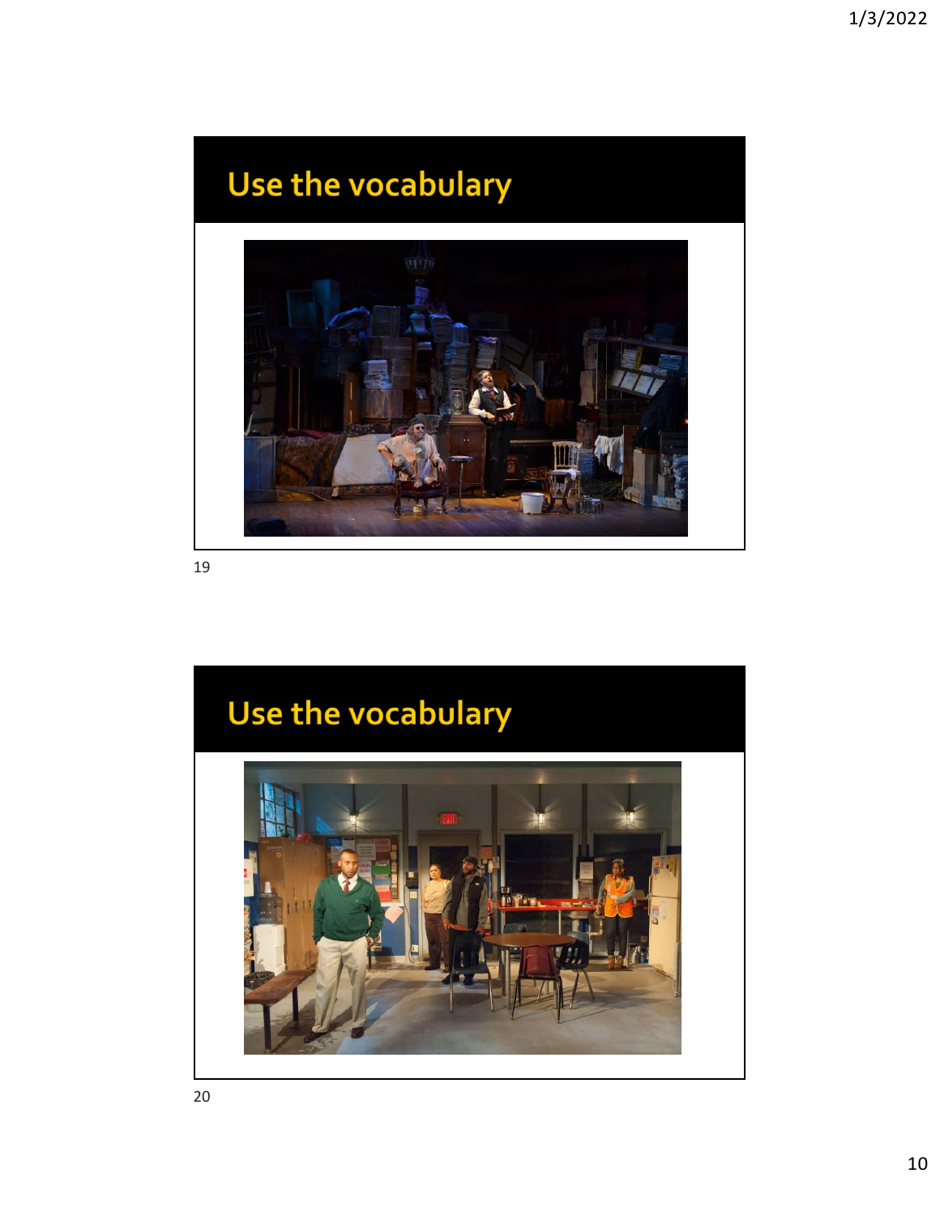## Use the vocabulary

## Use the vocabulary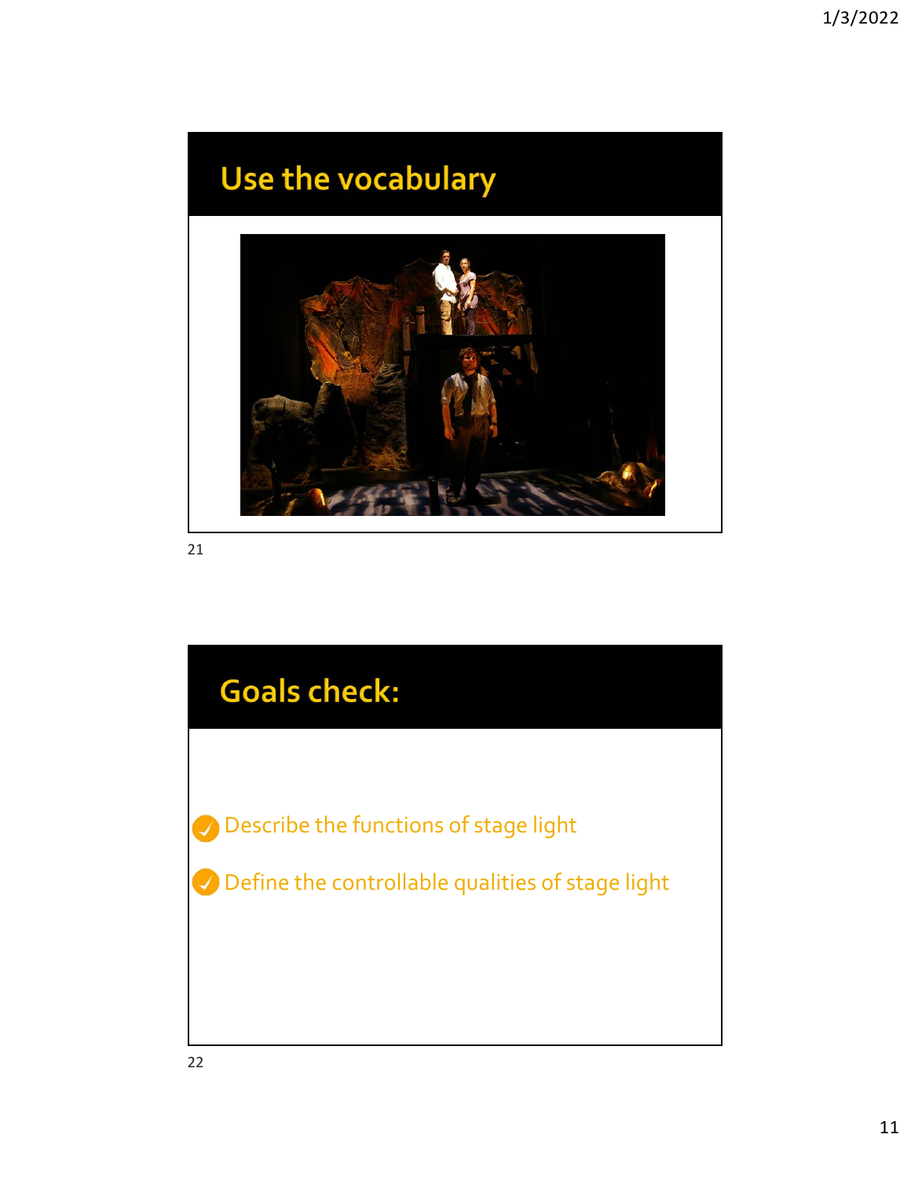## Use the vocabulary

## Goals check:

- Describe the functions of stage light
- Define the controllable qualities of stage light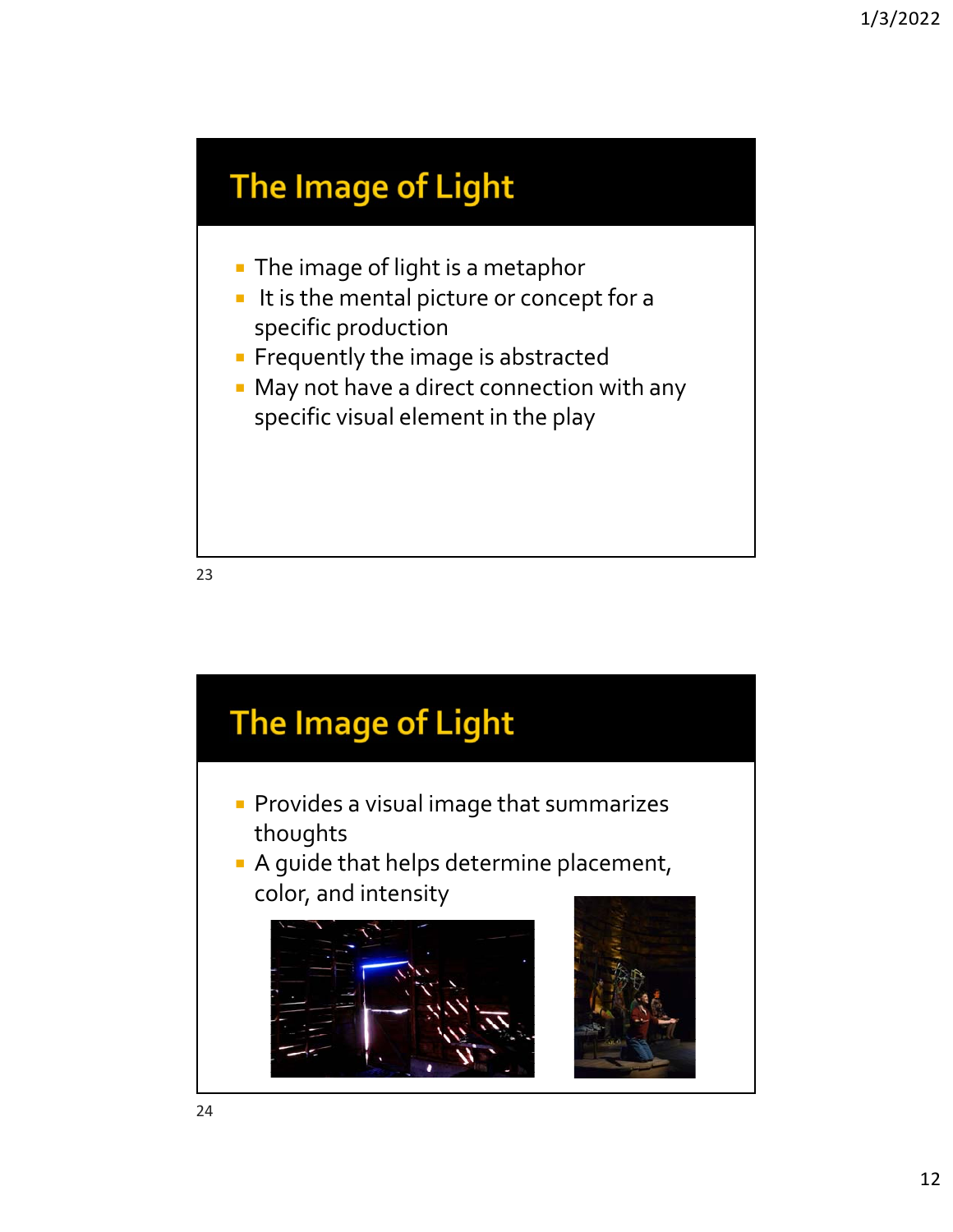## The Image of Light

- The image of light is a metaphor
- It is the mental picture or concept for a specific production
- Frequently the image is abstracted
- May not have a direct connection with any specific visual element in the play

## The Image of Light

- Provides a visual image that summarizes thoughts
- A guide that helps determine placement, color, and intensity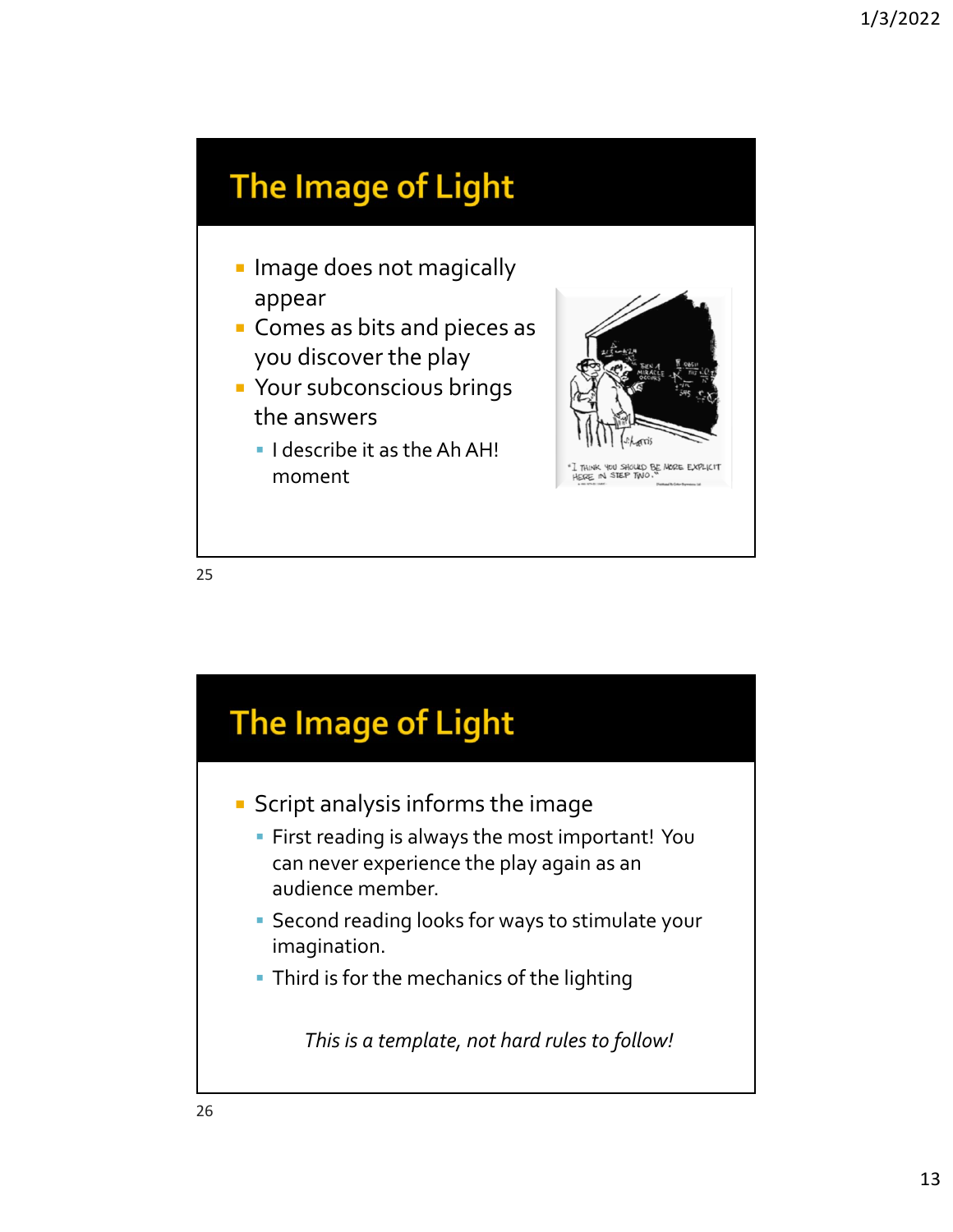## The Image of Light

- Image does not magically appear
- Comes as bits and pieces as you discover the play
- Your subconscious brings the answers
  - I describe it as the Ah AH! moment

## The Image of Light

- Script analysis informs the image
  - First reading is always the most important! You can never experience the play again as an audience member.
  - Second reading looks for ways to stimulate your imagination.
  - Third is for the mechanics of the lighting

*This is a template, not hard rules to follow!*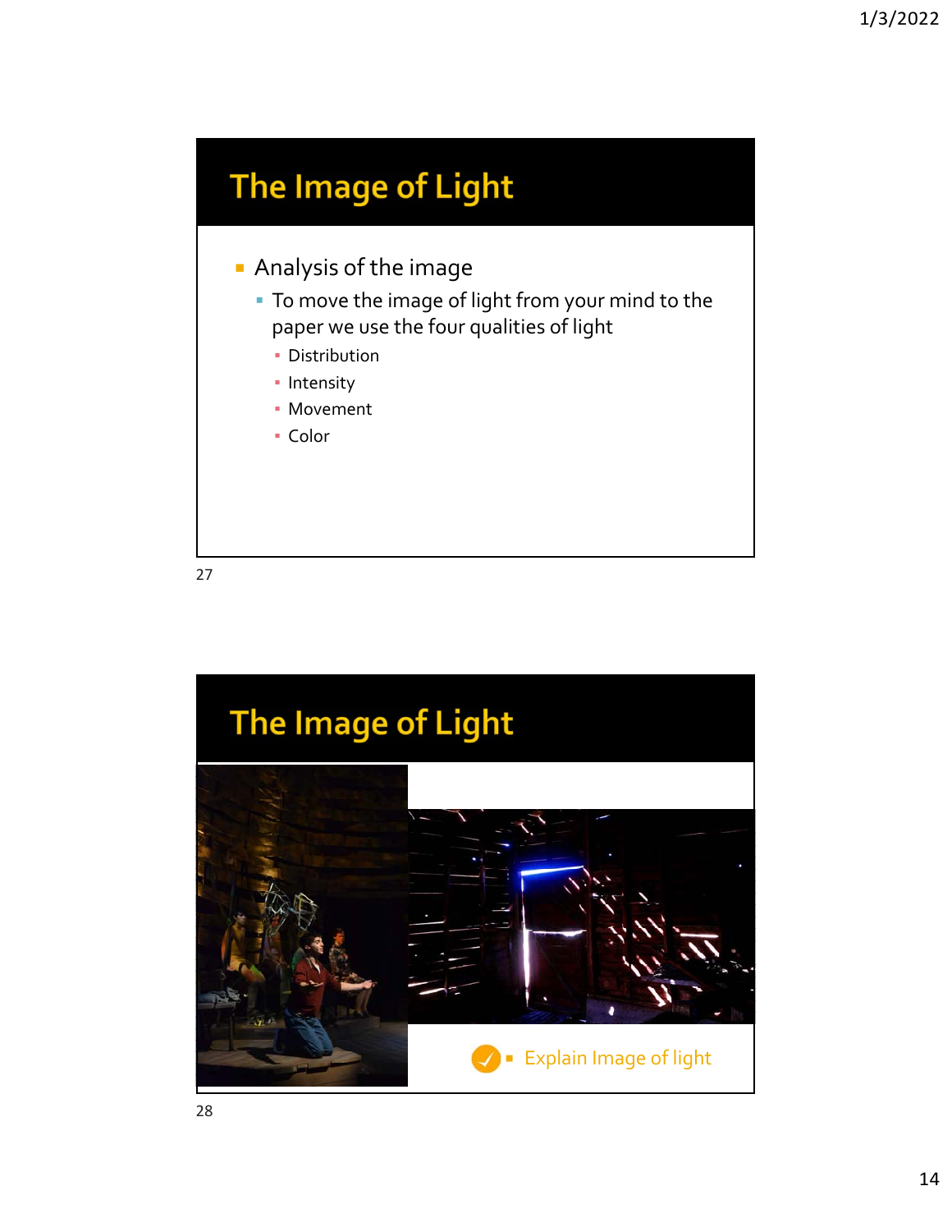## The Image of Light

- Analysis of the image
  - To move the image of light from your mind to the paper we use the four qualities of light
    - Distribution
    - Intensity
    - Movement
    - Color

## The Image of Light

- Explain Image of light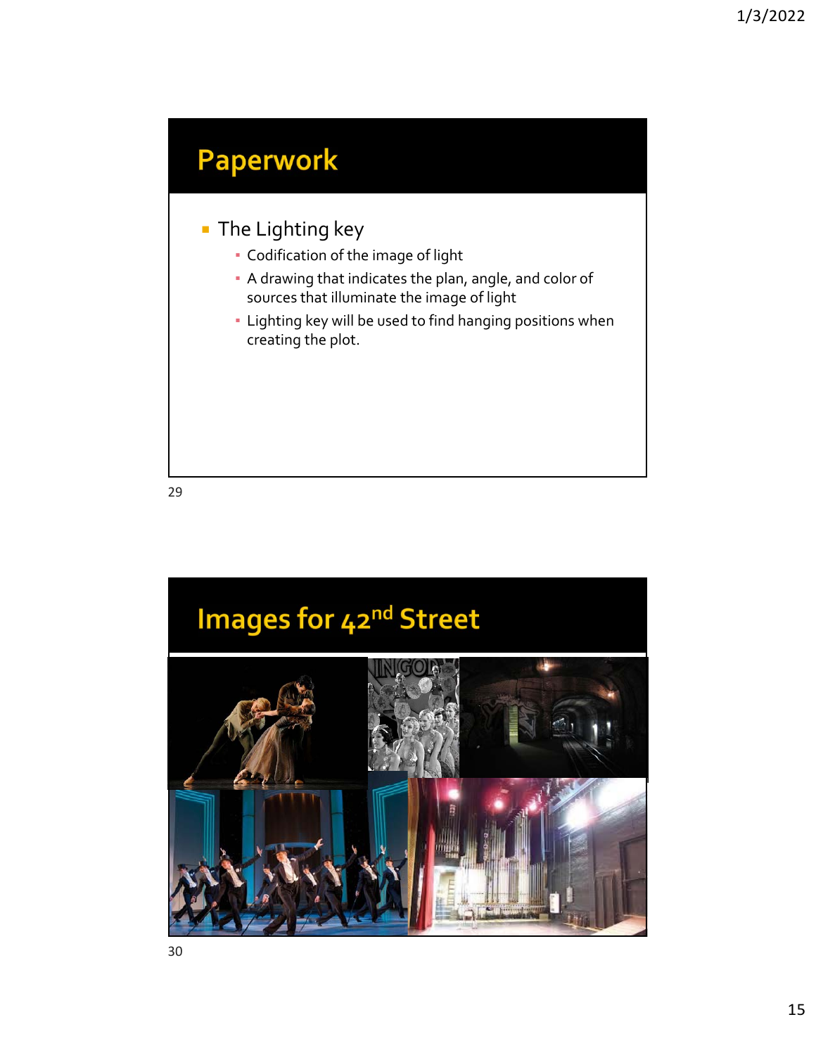## Paperwork

- The Lighting key
  - Codification of the image of light
  - A drawing that indicates the plan, angle, and color of sources that illuminate the image of light
  - Lighting key will be used to find hanging positions when creating the plot.

## Images for 42$^{nd}$ Street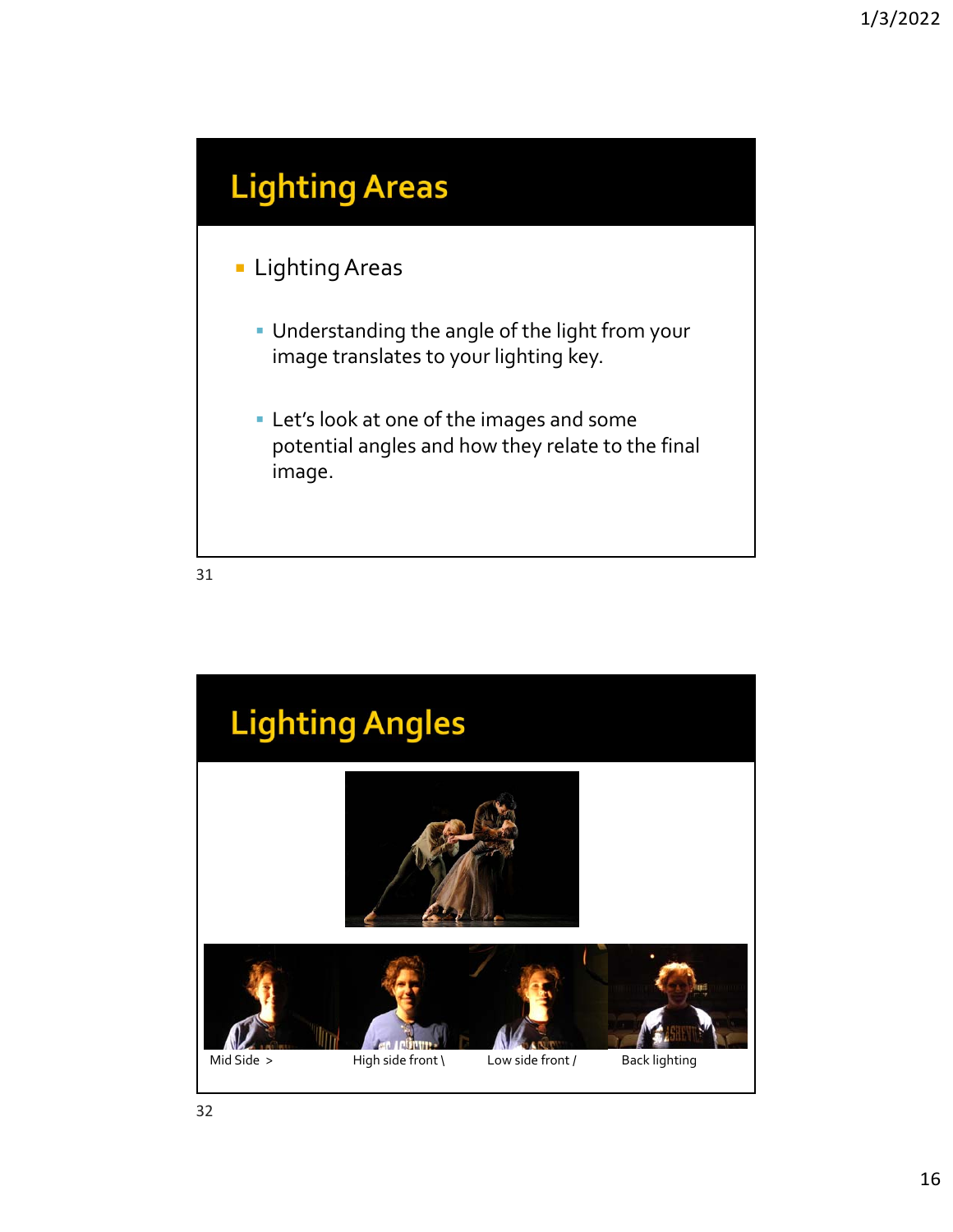## Lighting Areas

- Lighting Areas
  - Understanding the angle of the light from your image translates to your lighting key.
  - Let's look at one of the images and some potential angles and how they relate to the final image.

## Lighting Angles

Mid Side > High side front \ Low side front / Back lighting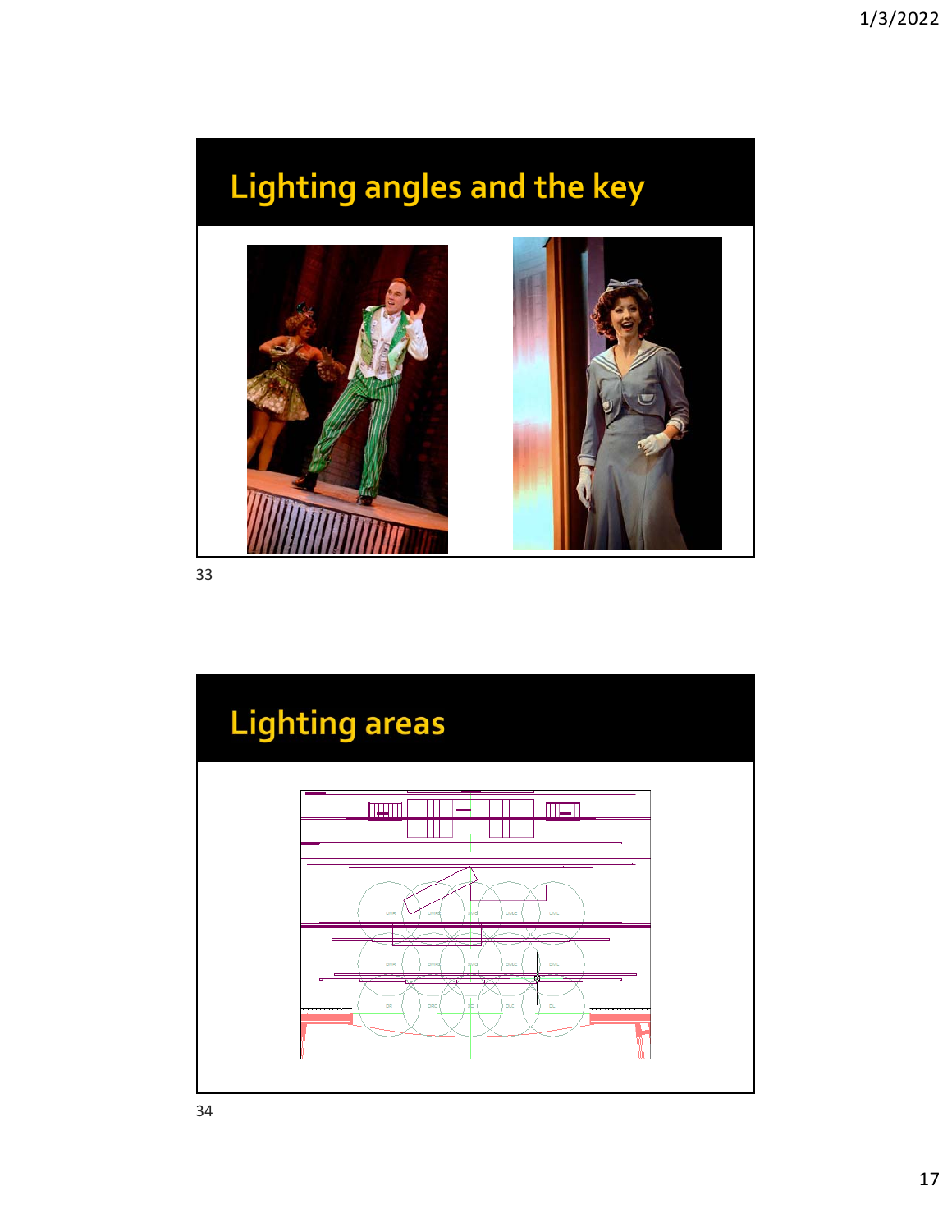## Lighting angles and the key

## Lighting areas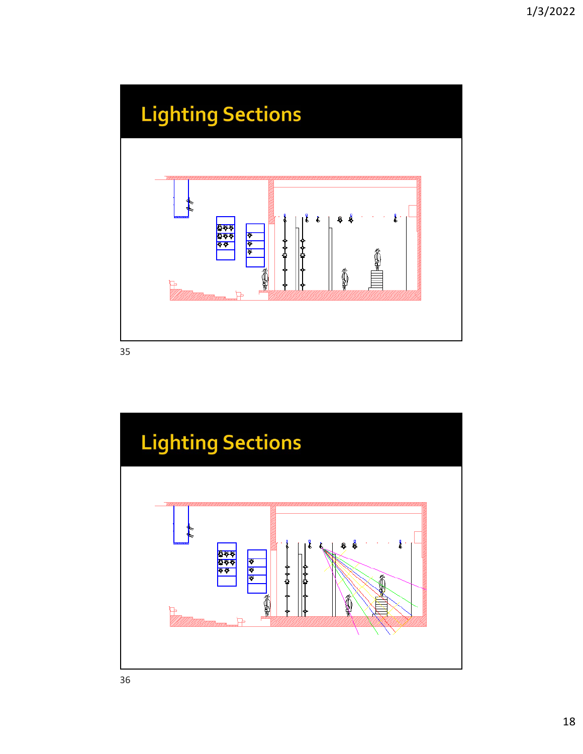## Lighting Sections

## Lighting Sections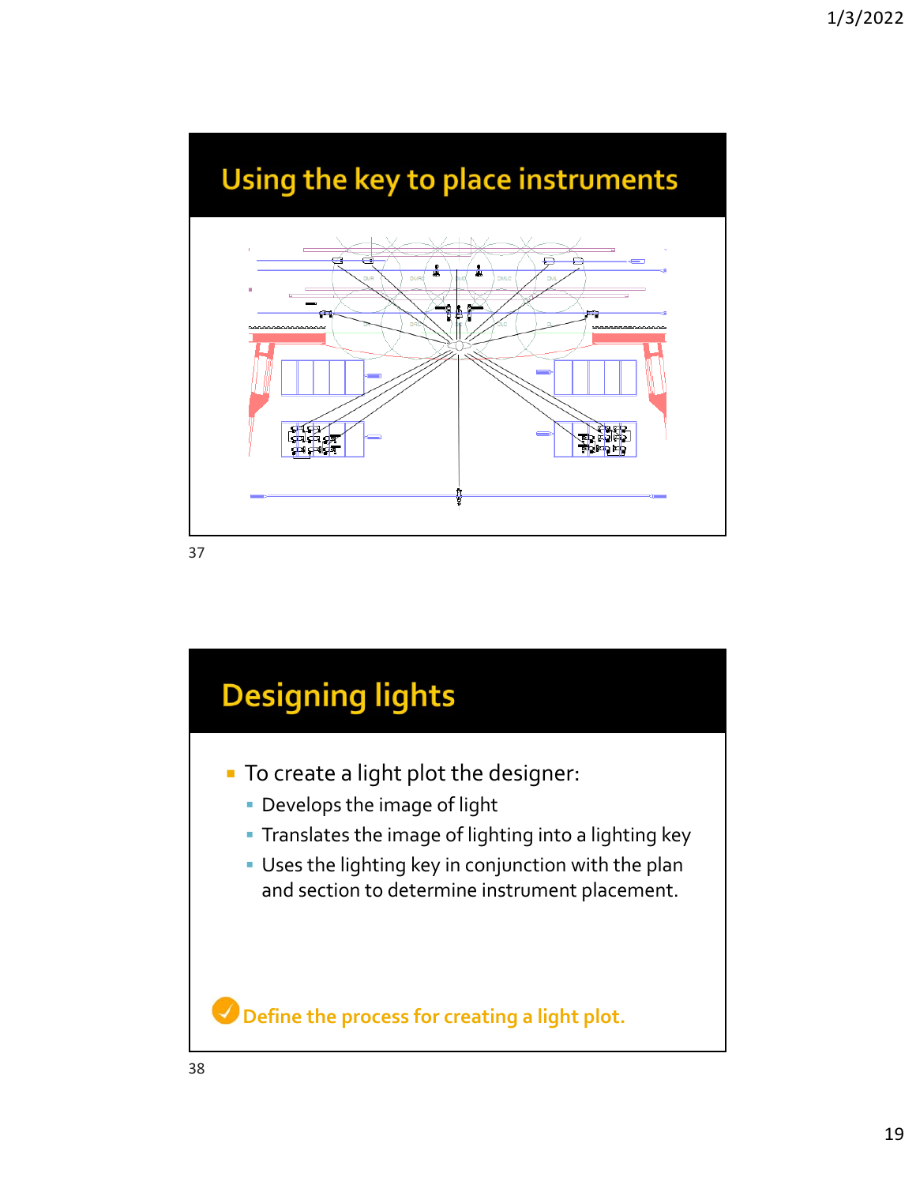## Using the key to place instruments

DUR DURC DUC DMLC DUL

DRC DC DLC DL

## Designing lights

- To create a light plot the designer:
  - Develops the image of light
  - Translates the image of lighting into a lighting key
  - Uses the lighting key in conjunction with the plan and section to determine instrument placement.

**Define the process for creating a light plot.**